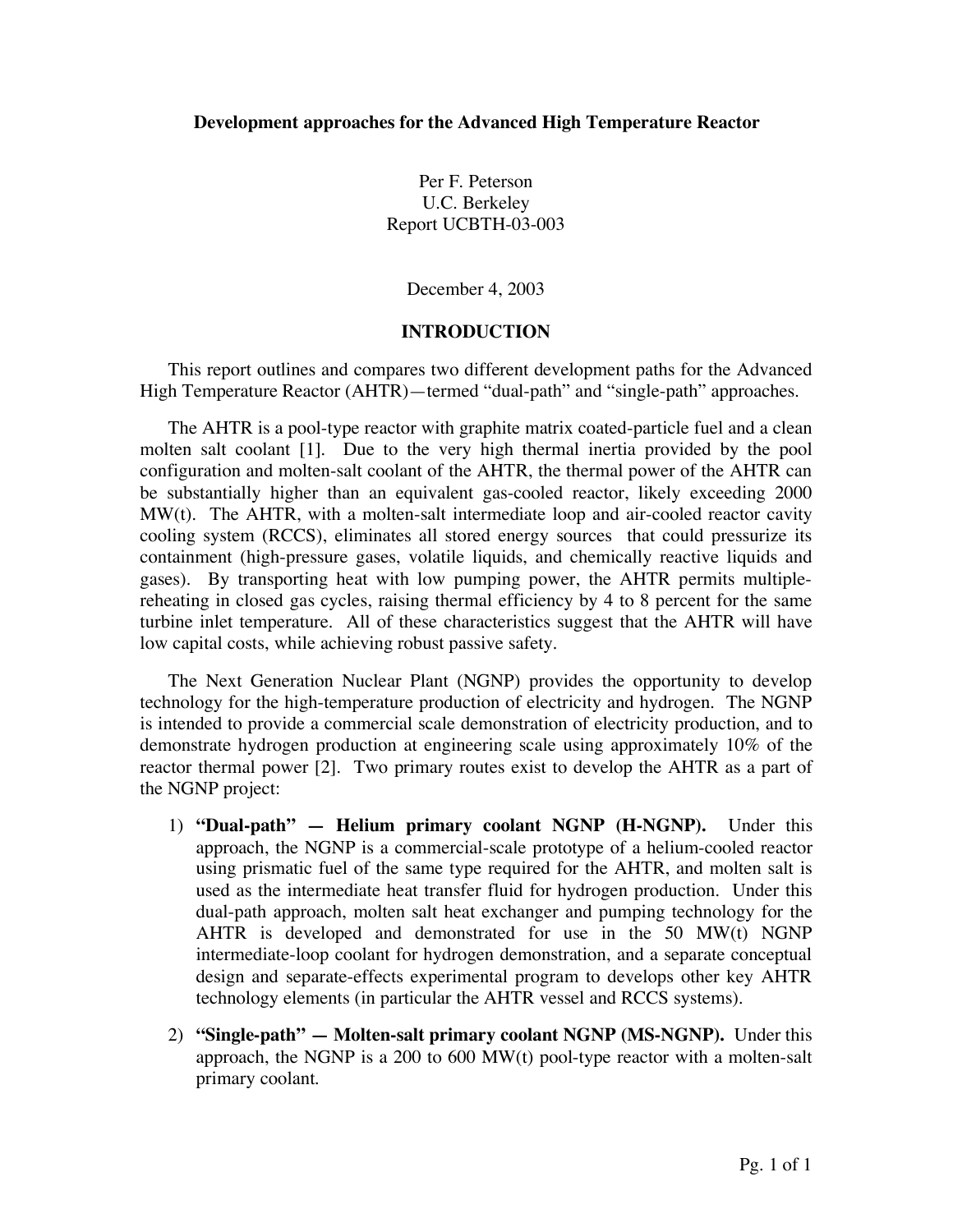**Development approaches for the Advanced High Temperature Reactor**

Per F. Peterson
U.C. Berkeley
Report UCBTH-03-003

December 4, 2003

## INTRODUCTION

This report outlines and compares two different development paths for the Advanced High Temperature Reactor (AHTR)—termed "dual-path" and "single-path" approaches.

The AHTR is a pool-type reactor with graphite matrix coated-particle fuel and a clean molten salt coolant [1]. Due to the very high thermal inertia provided by the pool configuration and molten-salt coolant of the AHTR, the thermal power of the AHTR can be substantially higher than an equivalent gas-cooled reactor, likely exceeding 2000 MW(t). The AHTR, with a molten-salt intermediate loop and air-cooled reactor cavity cooling system (RCCS), eliminates all stored energy sources that could pressurize its containment (high-pressure gases, volatile liquids, and chemically reactive liquids and gases). By transporting heat with low pumping power, the AHTR permits multiple-reheating in closed gas cycles, raising thermal efficiency by 4 to 8 percent for the same turbine inlet temperature. All of these characteristics suggest that the AHTR will have low capital costs, while achieving robust passive safety.

The Next Generation Nuclear Plant (NGNP) provides the opportunity to develop technology for the high-temperature production of electricity and hydrogen. The NGNP is intended to provide a commercial scale demonstration of electricity production, and to demonstrate hydrogen production at engineering scale using approximately 10% of the reactor thermal power [2]. Two primary routes exist to develop the AHTR as a part of the NGNP project:

1) **"Dual-path" — Helium primary coolant NGNP (H-NGNP).** Under this approach, the NGNP is a commercial-scale prototype of a helium-cooled reactor using prismatic fuel of the same type required for the AHTR, and molten salt is used as the intermediate heat transfer fluid for hydrogen production. Under this dual-path approach, molten salt heat exchanger and pumping technology for the AHTR is developed and demonstrated for use in the 50 MW(t) NGNP intermediate-loop coolant for hydrogen demonstration, and a separate conceptual design and separate-effects experimental program to develops other key AHTR technology elements (in particular the AHTR vessel and RCCS systems).

2) **"Single-path" — Molten-salt primary coolant NGNP (MS-NGNP).** Under this approach, the NGNP is a 200 to 600 MW(t) pool-type reactor with a molten-salt primary coolant.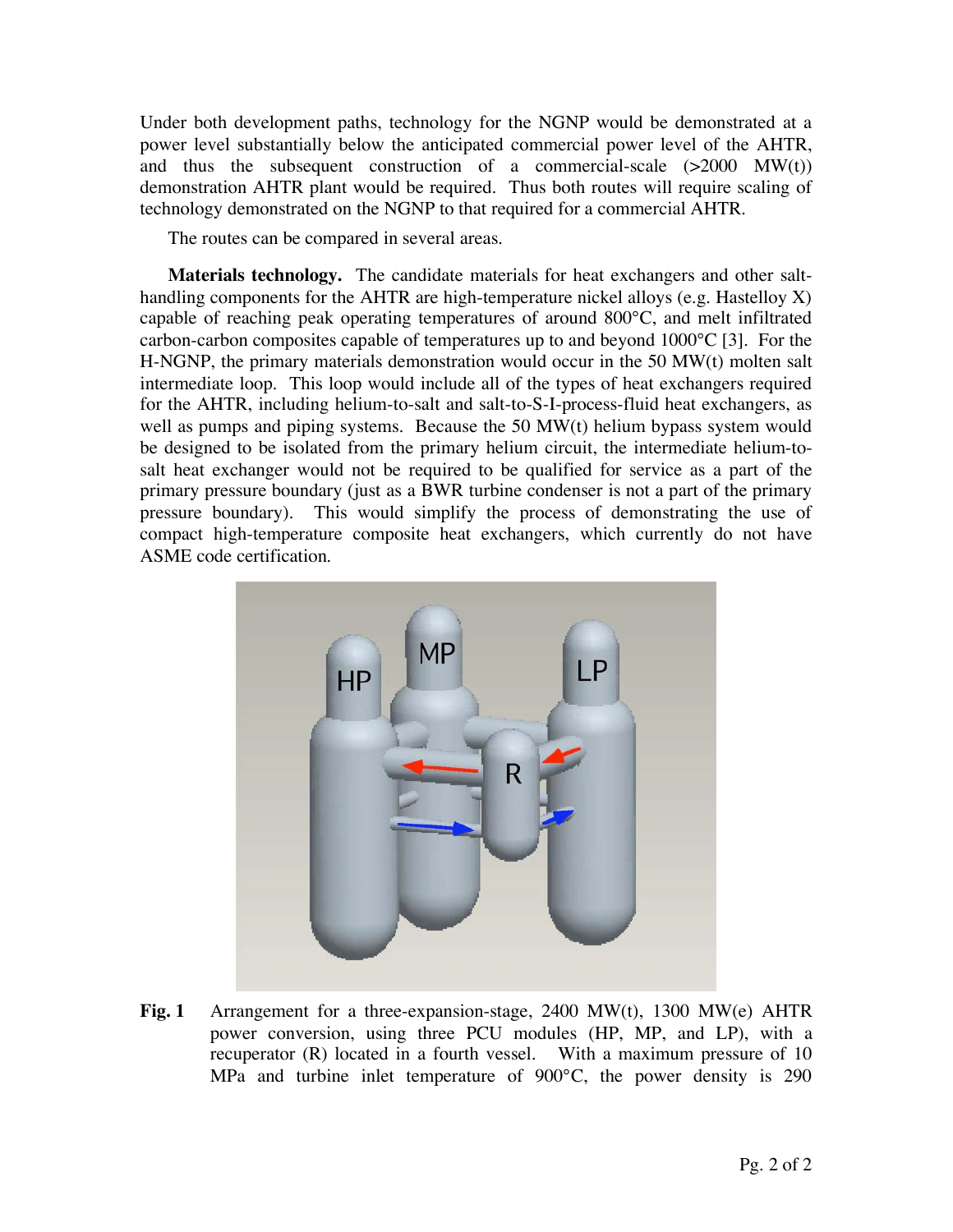Under both development paths, technology for the NGNP would be demonstrated at a power level substantially below the anticipated commercial power level of the AHTR, and thus the subsequent construction of a commercial-scale (>2000 MW(t)) demonstration AHTR plant would be required. Thus both routes will require scaling of technology demonstrated on the NGNP to that required for a commercial AHTR.

The routes can be compared in several areas.

**Materials technology.** The candidate materials for heat exchangers and other salt-handling components for the AHTR are high-temperature nickel alloys (e.g. Hastelloy X) capable of reaching peak operating temperatures of around 800°C, and melt infiltrated carbon-carbon composites capable of temperatures up to and beyond 1000°C [3]. For the H-NGNP, the primary materials demonstration would occur in the 50 MW(t) molten salt intermediate loop. This loop would include all of the types of heat exchangers required for the AHTR, including helium-to-salt and salt-to-S-I-process-fluid heat exchangers, as well as pumps and piping systems. Because the 50 MW(t) helium bypass system would be designed to be isolated from the primary helium circuit, the intermediate helium-to-salt heat exchanger would not be required to be qualified for service as a part of the primary pressure boundary (just as a BWR turbine condenser is not a part of the primary pressure boundary). This would simplify the process of demonstrating the use of compact high-temperature composite heat exchangers, which currently do not have ASME code certification.

**Fig. 1** Arrangement for a three-expansion-stage, 2400 MW(t), 1300 MW(e) AHTR power conversion, using three PCU modules (HP, MP, and LP), with a recuperator (R) located in a fourth vessel. With a maximum pressure of 10 MPa and turbine inlet temperature of 900°C, the power density is 290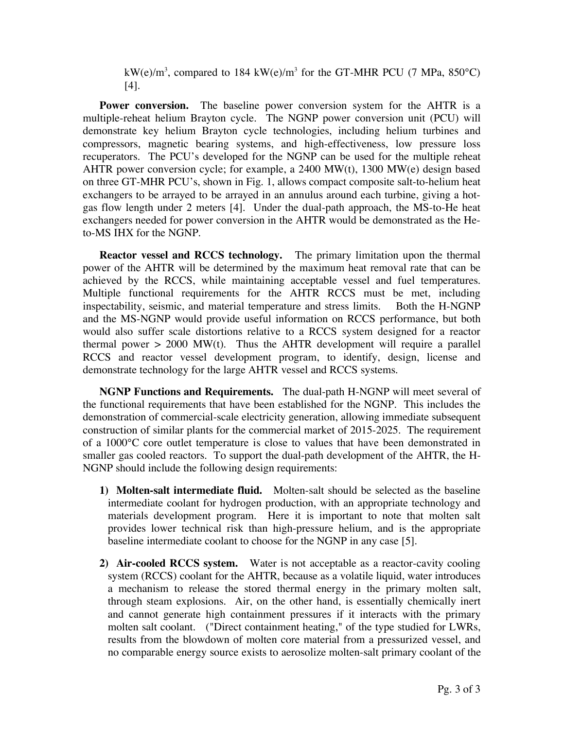kW(e)/m$^3$, compared to 184 kW(e)/m$^3$ for the GT-MHR PCU (7 MPa, 850°C) [4].

**Power conversion.** The baseline power conversion system for the AHTR is a multiple-reheat helium Brayton cycle. The NGNP power conversion unit (PCU) will demonstrate key helium Brayton cycle technologies, including helium turbines and compressors, magnetic bearing systems, and high-effectiveness, low pressure loss recuperators. The PCU's developed for the NGNP can be used for the multiple reheat AHTR power conversion cycle; for example, a 2400 MW(t), 1300 MW(e) design based on three GT-MHR PCU's, shown in Fig. 1, allows compact composite salt-to-helium heat exchangers to be arrayed to be arrayed in an annulus around each turbine, giving a hot-gas flow length under 2 meters [4]. Under the dual-path approach, the MS-to-He heat exchangers needed for power conversion in the AHTR would be demonstrated as the He-to-MS IHX for the NGNP.

**Reactor vessel and RCCS technology.** The primary limitation upon the thermal power of the AHTR will be determined by the maximum heat removal rate that can be achieved by the RCCS, while maintaining acceptable vessel and fuel temperatures. Multiple functional requirements for the AHTR RCCS must be met, including inspectability, seismic, and material temperature and stress limits. Both the H-NGNP and the MS-NGNP would provide useful information on RCCS performance, but both would also suffer scale distortions relative to a RCCS system designed for a reactor thermal power > 2000 MW(t). Thus the AHTR development will require a parallel RCCS and reactor vessel development program, to identify, design, license and demonstrate technology for the large AHTR vessel and RCCS systems.

**NGNP Functions and Requirements.** The dual-path H-NGNP will meet several of the functional requirements that have been established for the NGNP. This includes the demonstration of commercial-scale electricity generation, allowing immediate subsequent construction of similar plants for the commercial market of 2015-2025. The requirement of a 1000°C core outlet temperature is close to values that have been demonstrated in smaller gas cooled reactors. To support the dual-path development of the AHTR, the H-NGNP should include the following design requirements:

1) **Molten-salt intermediate fluid.** Molten-salt should be selected as the baseline intermediate coolant for hydrogen production, with an appropriate technology and materials development program. Here it is important to note that molten salt provides lower technical risk than high-pressure helium, and is the appropriate baseline intermediate coolant to choose for the NGNP in any case [5].

2) **Air-cooled RCCS system.** Water is not acceptable as a reactor-cavity cooling system (RCCS) coolant for the AHTR, because as a volatile liquid, water introduces a mechanism to release the stored thermal energy in the primary molten salt, through steam explosions. Air, on the other hand, is essentially chemically inert and cannot generate high containment pressures if it interacts with the primary molten salt coolant. ("Direct containment heating," of the type studied for LWRs, results from the blowdown of molten core material from a pressurized vessel, and no comparable energy source exists to aerosolize molten-salt primary coolant of the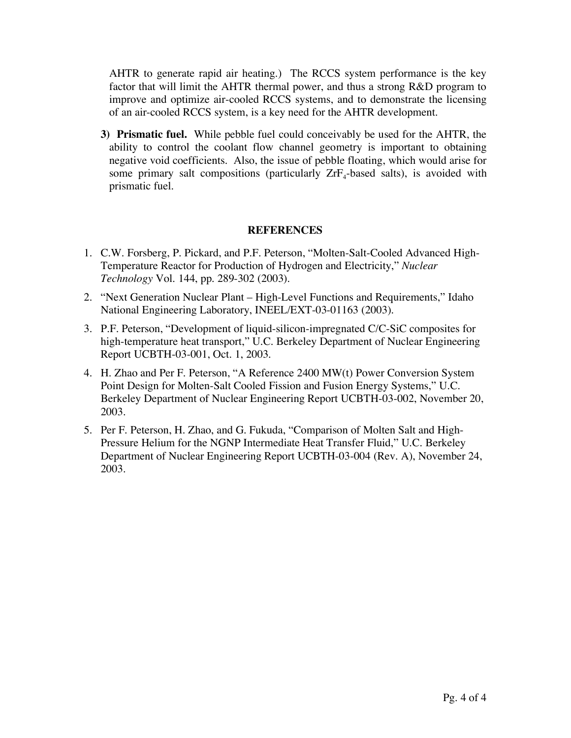AHTR to generate rapid air heating.) The RCCS system performance is the key factor that will limit the AHTR thermal power, and thus a strong R&D program to improve and optimize air-cooled RCCS systems, and to demonstrate the licensing of an air-cooled RCCS system, is a key need for the AHTR development.

**3) Prismatic fuel.** While pebble fuel could conceivably be used for the AHTR, the ability to control the coolant flow channel geometry is important to obtaining negative void coefficients. Also, the issue of pebble floating, which would arise for some primary salt compositions (particularly $ZrF_4$-based salts), is avoided with prismatic fuel.

## REFERENCES

1. C.W. Forsberg, P. Pickard, and P.F. Peterson, "Molten-Salt-Cooled Advanced High-Temperature Reactor for Production of Hydrogen and Electricity," *Nuclear Technology* Vol. 144, pp. 289-302 (2003).
2. "Next Generation Nuclear Plant – High-Level Functions and Requirements," Idaho National Engineering Laboratory, INEEL/EXT-03-01163 (2003).
3. P.F. Peterson, "Development of liquid-silicon-impregnated C/C-SiC composites for high-temperature heat transport," U.C. Berkeley Department of Nuclear Engineering Report UCBTH-03-001, Oct. 1, 2003.
4. H. Zhao and Per F. Peterson, "A Reference 2400 MW(t) Power Conversion System Point Design for Molten-Salt Cooled Fission and Fusion Energy Systems," U.C. Berkeley Department of Nuclear Engineering Report UCBTH-03-002, November 20, 2003.
5. Per F. Peterson, H. Zhao, and G. Fukuda, "Comparison of Molten Salt and High-Pressure Helium for the NGNP Intermediate Heat Transfer Fluid," U.C. Berkeley Department of Nuclear Engineering Report UCBTH-03-004 (Rev. A), November 24, 2003.